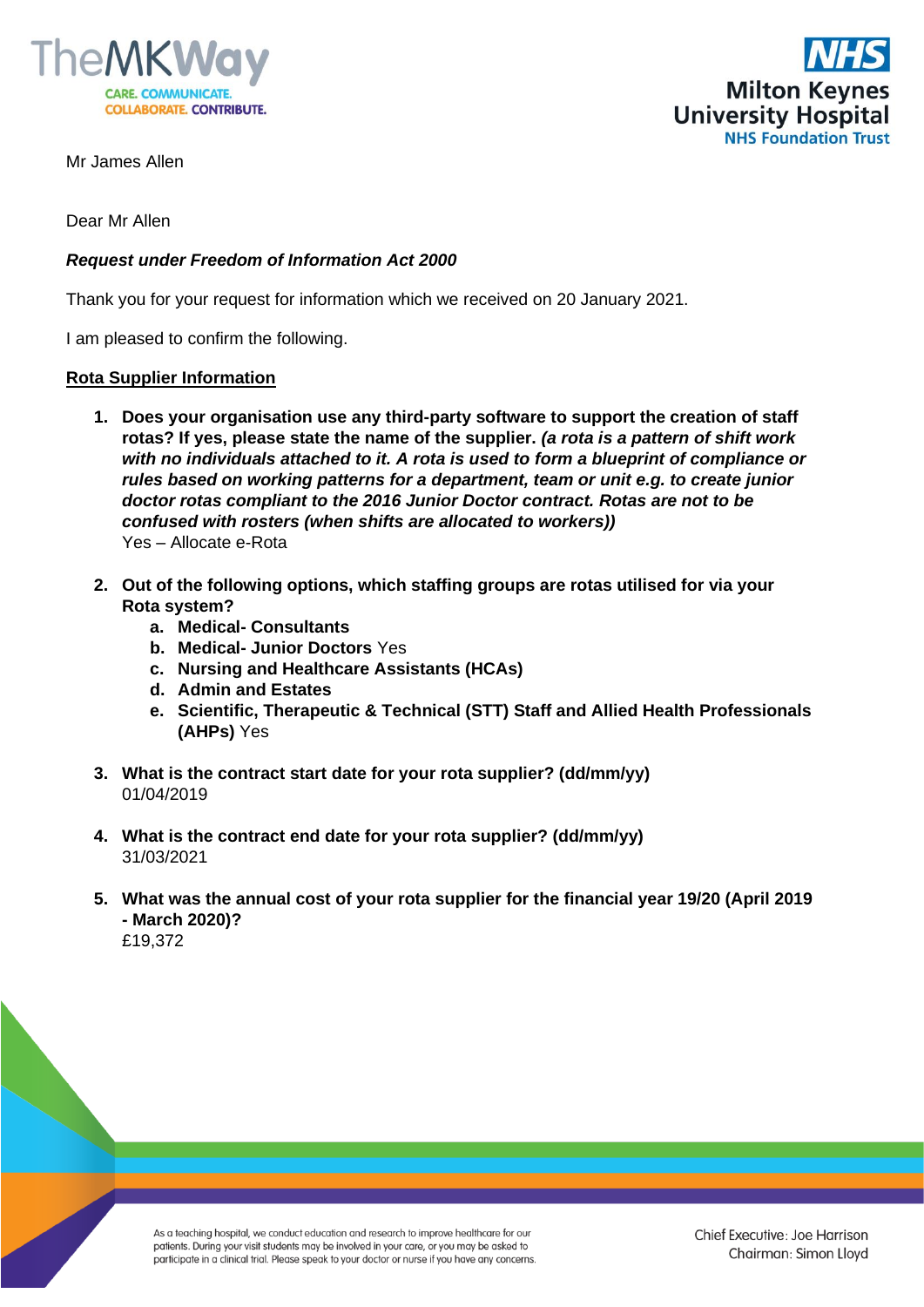Mr James Allen

Dear Mr Allen

***Request under Freedom of Information Act 2000***

Thank you for your request for information which we received on 20 January 2021.

I am pleased to confirm the following.

**Rota Supplier Information**

1. **Does your organisation use any third-party software to support the creation of staff rotas? If yes, please state the name of the supplier.** ***(a rota is a pattern of shift work with no individuals attached to it. A rota is used to form a blueprint of compliance or rules based on working patterns for a department, team or unit e.g. to create junior doctor rotas compliant to the 2016 Junior Doctor contract. Rotas are not to be confused with rosters (when shifts are allocated to workers))***
   Yes – Allocate e-Rota

2. **Out of the following options, which staffing groups are rotas utilised for via your Rota system?**
   a. **Medical- Consultants**
   b. **Medical- Junior Doctors** Yes
   c. **Nursing and Healthcare Assistants (HCAs)**
   d. **Admin and Estates**
   e. **Scientific, Therapeutic & Technical (STT) Staff and Allied Health Professionals (AHPs)** Yes

3. **What is the contract start date for your rota supplier? (dd/mm/yy)**
   01/04/2019

4. **What is the contract end date for your rota supplier? (dd/mm/yy)**
   31/03/2021

5. **What was the annual cost of your rota supplier for the financial year 19/20 (April 2019 - March 2020)?**
   £19,372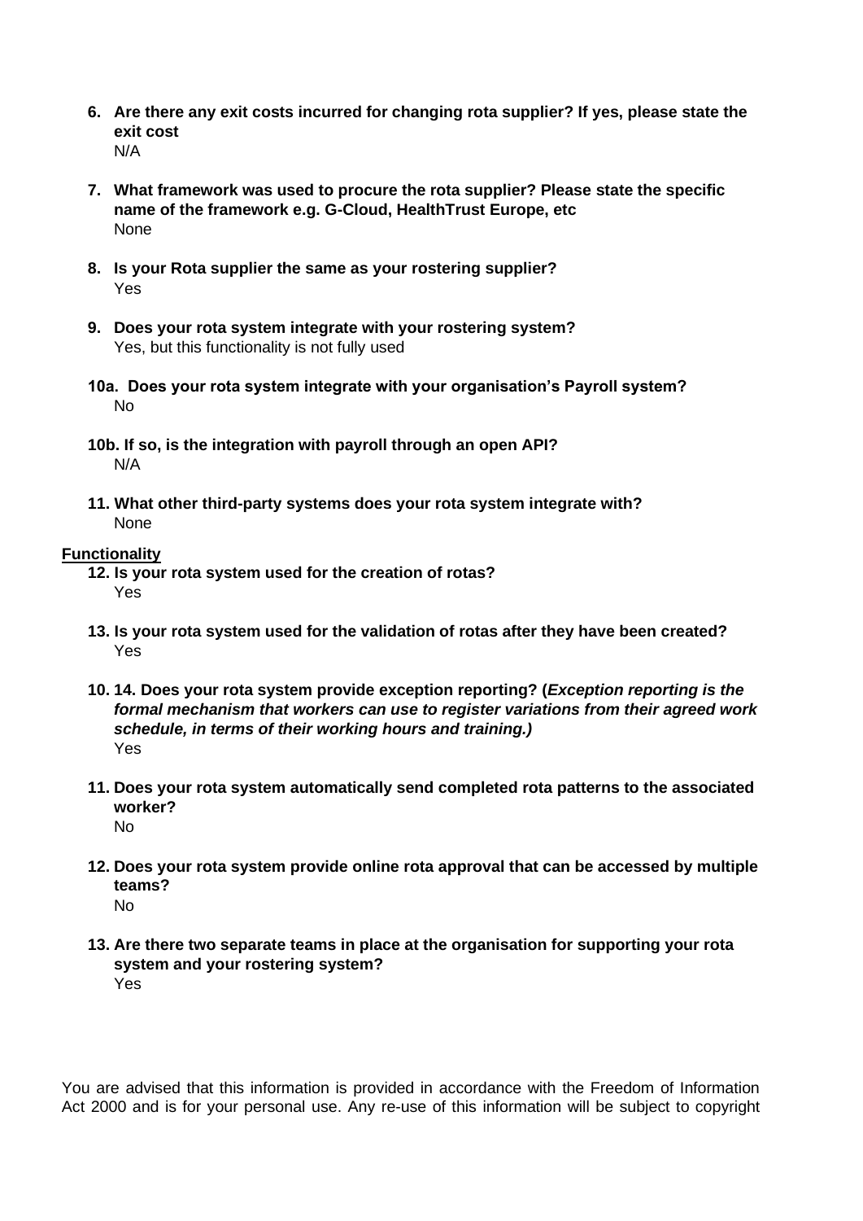6. **Are there any exit costs incurred for changing rota supplier? If yes, please state the exit cost**
   N/A

7. **What framework was used to procure the rota supplier? Please state the specific name of the framework e.g. G-Cloud, HealthTrust Europe, etc**
   None

8. **Is your Rota supplier the same as your rostering supplier?**
   Yes

9. **Does your rota system integrate with your rostering system?**
   Yes, but this functionality is not fully used

**10a. Does your rota system integrate with your organisation's Payroll system?**
   No

**10b. If so, is the integration with payroll through an open API?**
   N/A

11. **What other third-party systems does your rota system integrate with?**
   None

**Functionality**

12. **Is your rota system used for the creation of rotas?**
   Yes

13. **Is your rota system used for the validation of rotas after they have been created?**
   Yes

10. **14. Does your rota system provide exception reporting? (*Exception reporting is the formal mechanism that workers can use to register variations from their agreed work schedule, in terms of their working hours and training.*)**
   Yes

11. **Does your rota system automatically send completed rota patterns to the associated worker?**
   No

12. **Does your rota system provide online rota approval that can be accessed by multiple teams?**
   No

13. **Are there two separate teams in place at the organisation for supporting your rota system and your rostering system?**
   Yes

You are advised that this information is provided in accordance with the Freedom of Information Act 2000 and is for your personal use. Any re-use of this information will be subject to copyright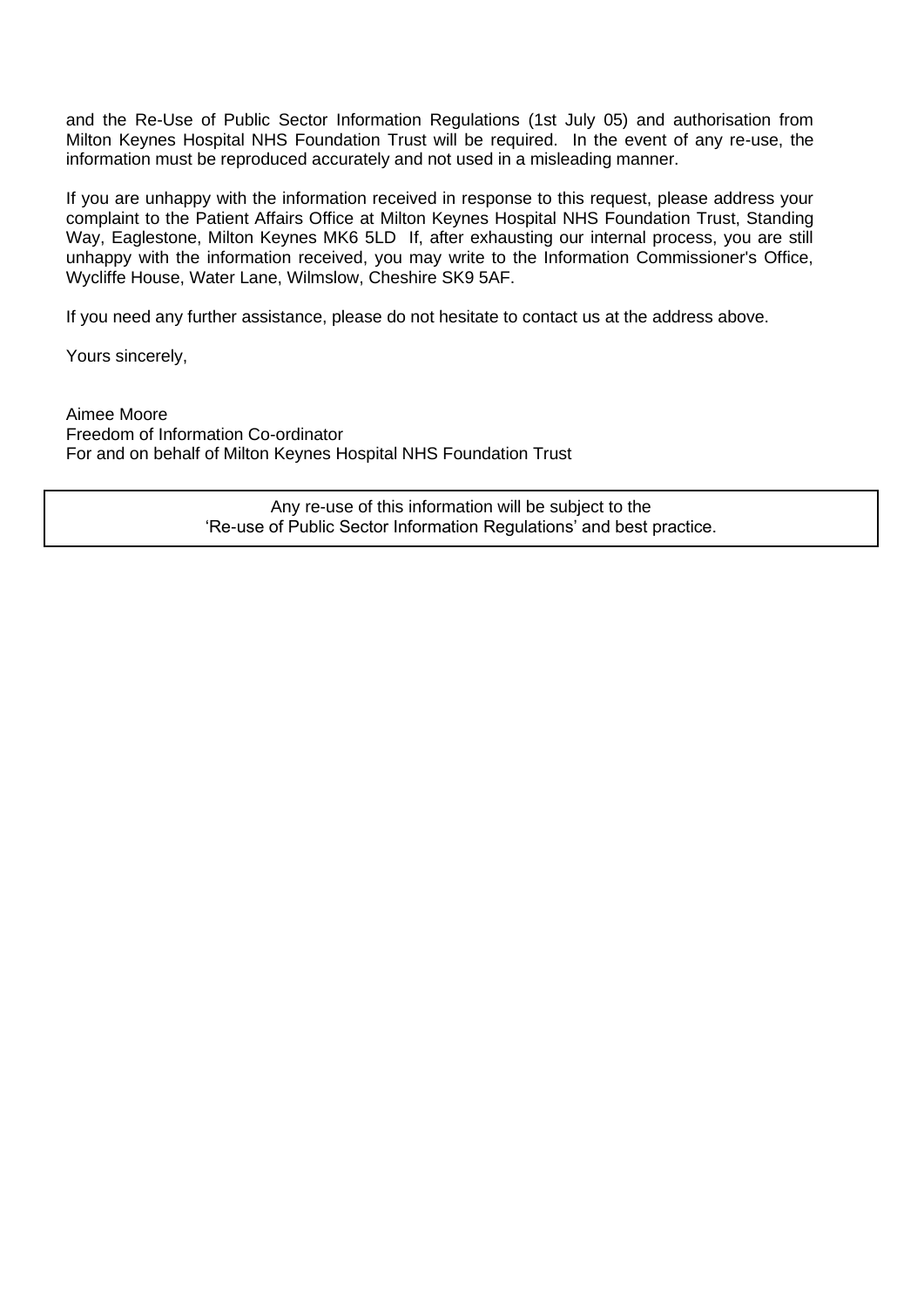and the Re-Use of Public Sector Information Regulations (1st July 05) and authorisation from Milton Keynes Hospital NHS Foundation Trust will be required. In the event of any re-use, the information must be reproduced accurately and not used in a misleading manner.

If you are unhappy with the information received in response to this request, please address your complaint to the Patient Affairs Office at Milton Keynes Hospital NHS Foundation Trust, Standing Way, Eaglestone, Milton Keynes MK6 5LD If, after exhausting our internal process, you are still unhappy with the information received, you may write to the Information Commissioner's Office, Wycliffe House, Water Lane, Wilmslow, Cheshire SK9 5AF.

If you need any further assistance, please do not hesitate to contact us at the address above.

Yours sincerely,

Aimee Moore
Freedom of Information Co-ordinator
For and on behalf of Milton Keynes Hospital NHS Foundation Trust

Any re-use of this information will be subject to the
'Re-use of Public Sector Information Regulations' and best practice.